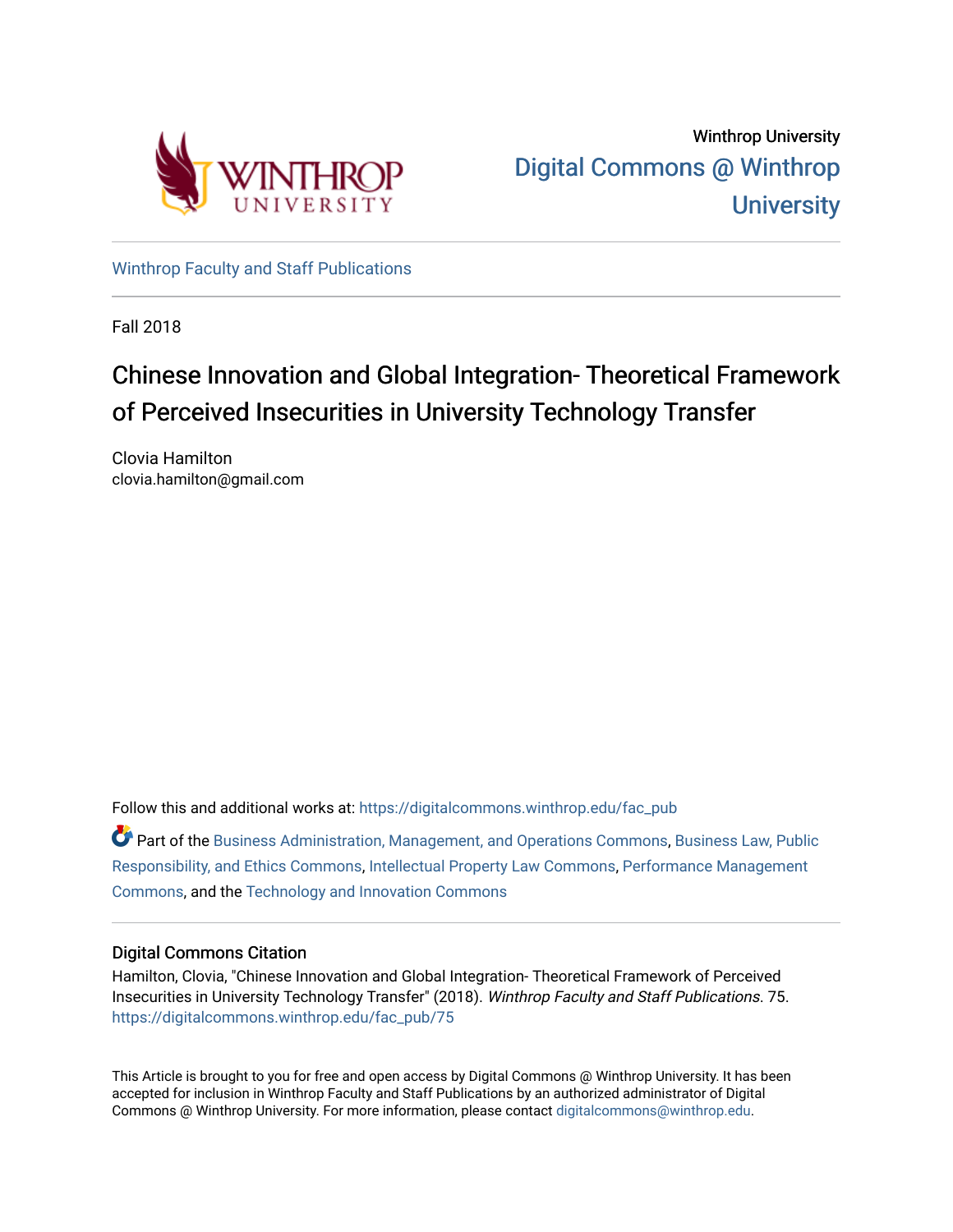Winthrop University

Digital Commons @ Winthrop University

Winthrop Faculty and Staff Publications

Fall 2018

# Chinese Innovation and Global Integration- Theoretical Framework of Perceived Insecurities in University Technology Transfer

Clovia Hamilton
clovia.hamilton@gmail.com

Follow this and additional works at: https://digitalcommons.winthrop.edu/fac_pub

Part of the Business Administration, Management, and Operations Commons, Business Law, Public Responsibility, and Ethics Commons, Intellectual Property Law Commons, Performance Management Commons, and the Technology and Innovation Commons

## Digital Commons Citation

Hamilton, Clovia, "Chinese Innovation and Global Integration- Theoretical Framework of Perceived Insecurities in University Technology Transfer" (2018). *Winthrop Faculty and Staff Publications*. 75.
https://digitalcommons.winthrop.edu/fac_pub/75

This Article is brought to you for free and open access by Digital Commons @ Winthrop University. It has been accepted for inclusion in Winthrop Faculty and Staff Publications by an authorized administrator of Digital Commons @ Winthrop University. For more information, please contact digitalcommons@winthrop.edu.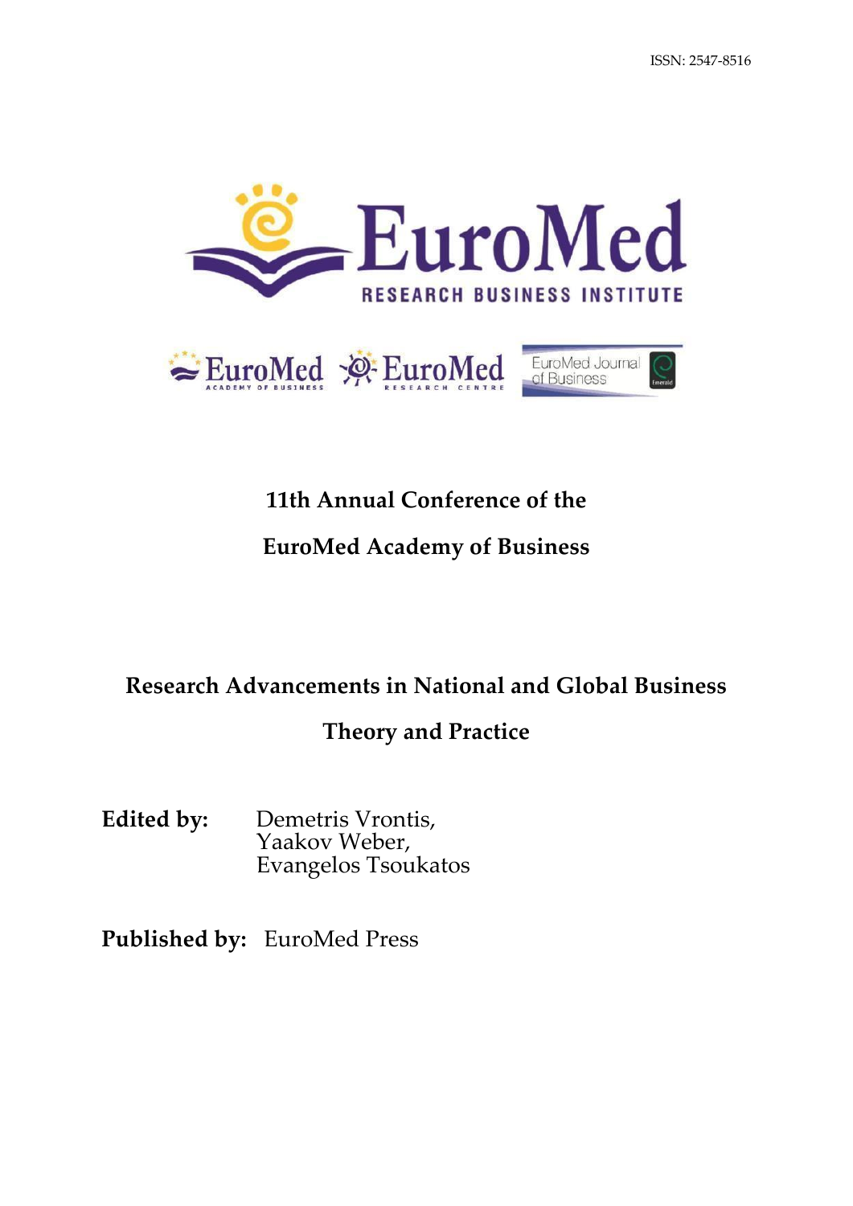ISSN: 2547-8516

# 11th Annual Conference of the EuroMed Academy of Business

## Research Advancements in National and Global Business Theory and Practice

**Edited by:** Demetris Vrontis, Yaakov Weber, Evangelos Tsoukatos

**Published by:** EuroMed Press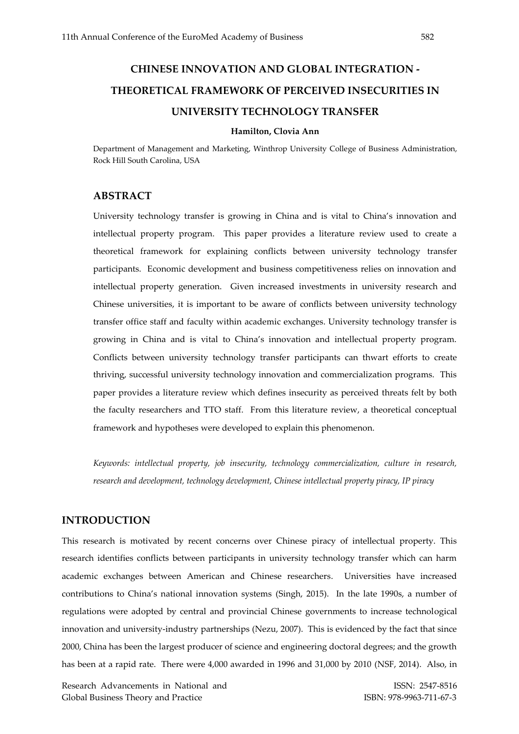# CHINESE INNOVATION AND GLOBAL INTEGRATION - THEORETICAL FRAMEWORK OF PERCEIVED INSECURITIES IN UNIVERSITY TECHNOLOGY TRANSFER

**Hamilton, Clovia Ann**

Department of Management and Marketing, Winthrop University College of Business Administration, Rock Hill South Carolina, USA

## ABSTRACT

University technology transfer is growing in China and is vital to China's innovation and intellectual property program. This paper provides a literature review used to create a theoretical framework for explaining conflicts between university technology transfer participants. Economic development and business competitiveness relies on innovation and intellectual property generation. Given increased investments in university research and Chinese universities, it is important to be aware of conflicts between university technology transfer office staff and faculty within academic exchanges. University technology transfer is growing in China and is vital to China's innovation and intellectual property program. Conflicts between university technology transfer participants can thwart efforts to create thriving, successful university technology innovation and commercialization programs. This paper provides a literature review which defines insecurity as perceived threats felt by both the faculty researchers and TTO staff. From this literature review, a theoretical conceptual framework and hypotheses were developed to explain this phenomenon.

*Keywords: intellectual property, job insecurity, technology commercialization, culture in research, research and development, technology development, Chinese intellectual property piracy, IP piracy*

## INTRODUCTION

This research is motivated by recent concerns over Chinese piracy of intellectual property. This research identifies conflicts between participants in university technology transfer which can harm academic exchanges between American and Chinese researchers. Universities have increased contributions to China's national innovation systems (Singh, 2015). In the late 1990s, a number of regulations were adopted by central and provincial Chinese governments to increase technological innovation and university-industry partnerships (Nezu, 2007). This is evidenced by the fact that since 2000, China has been the largest producer of science and engineering doctoral degrees; and the growth has been at a rapid rate. There were 4,000 awarded in 1996 and 31,000 by 2010 (NSF, 2014). Also, in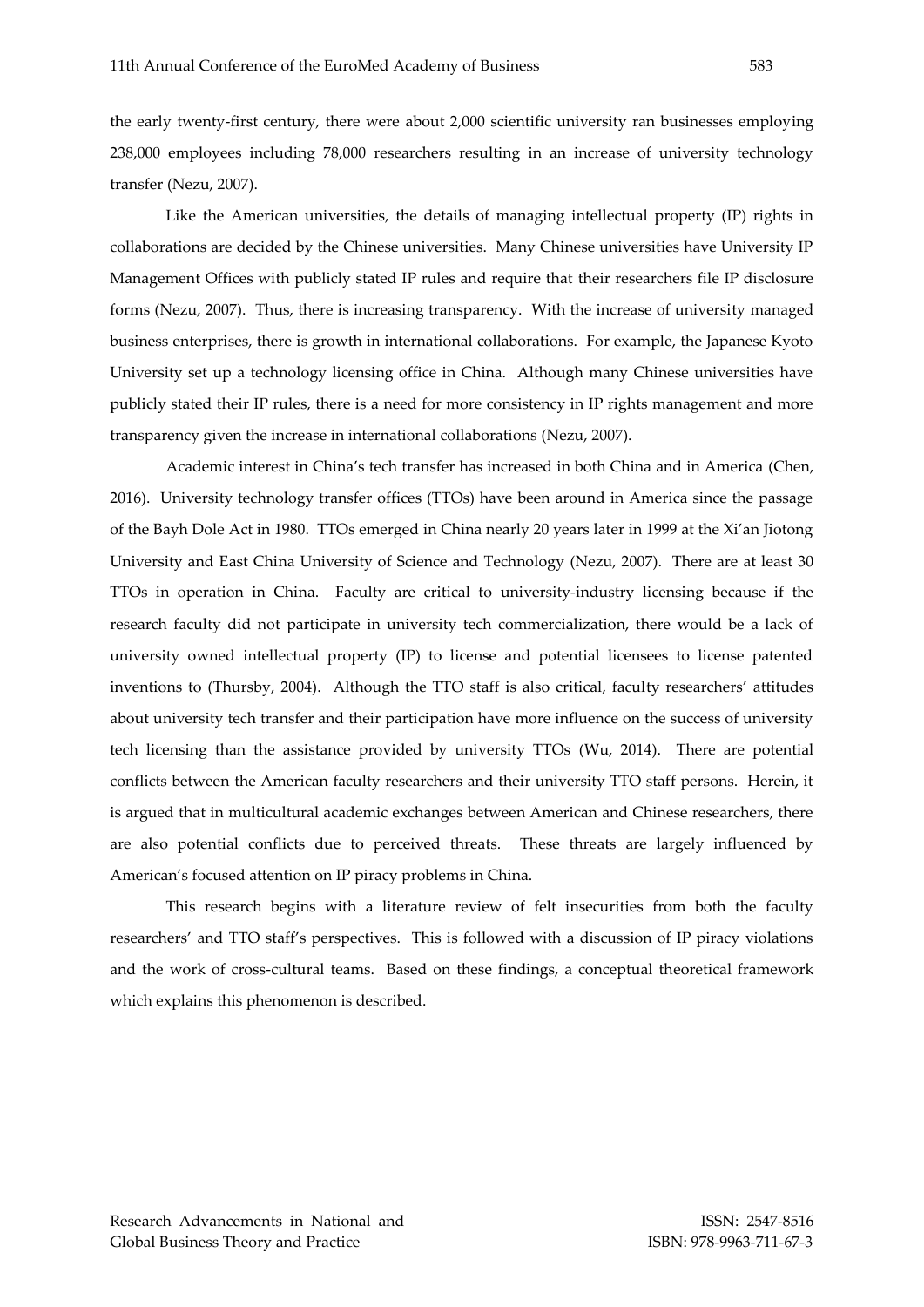the early twenty-first century, there were about 2,000 scientific university ran businesses employing 238,000 employees including 78,000 researchers resulting in an increase of university technology transfer (Nezu, 2007).

Like the American universities, the details of managing intellectual property (IP) rights in collaborations are decided by the Chinese universities. Many Chinese universities have University IP Management Offices with publicly stated IP rules and require that their researchers file IP disclosure forms (Nezu, 2007). Thus, there is increasing transparency. With the increase of university managed business enterprises, there is growth in international collaborations. For example, the Japanese Kyoto University set up a technology licensing office in China. Although many Chinese universities have publicly stated their IP rules, there is a need for more consistency in IP rights management and more transparency given the increase in international collaborations (Nezu, 2007).

Academic interest in China's tech transfer has increased in both China and in America (Chen, 2016). University technology transfer offices (TTOs) have been around in America since the passage of the Bayh Dole Act in 1980. TTOs emerged in China nearly 20 years later in 1999 at the Xi'an Jiotong University and East China University of Science and Technology (Nezu, 2007). There are at least 30 TTOs in operation in China. Faculty are critical to university-industry licensing because if the research faculty did not participate in university tech commercialization, there would be a lack of university owned intellectual property (IP) to license and potential licensees to license patented inventions to (Thursby, 2004). Although the TTO staff is also critical, faculty researchers' attitudes about university tech transfer and their participation have more influence on the success of university tech licensing than the assistance provided by university TTOs (Wu, 2014). There are potential conflicts between the American faculty researchers and their university TTO staff persons. Herein, it is argued that in multicultural academic exchanges between American and Chinese researchers, there are also potential conflicts due to perceived threats. These threats are largely influenced by American's focused attention on IP piracy problems in China.

This research begins with a literature review of felt insecurities from both the faculty researchers' and TTO staff's perspectives. This is followed with a discussion of IP piracy violations and the work of cross-cultural teams. Based on these findings, a conceptual theoretical framework which explains this phenomenon is described.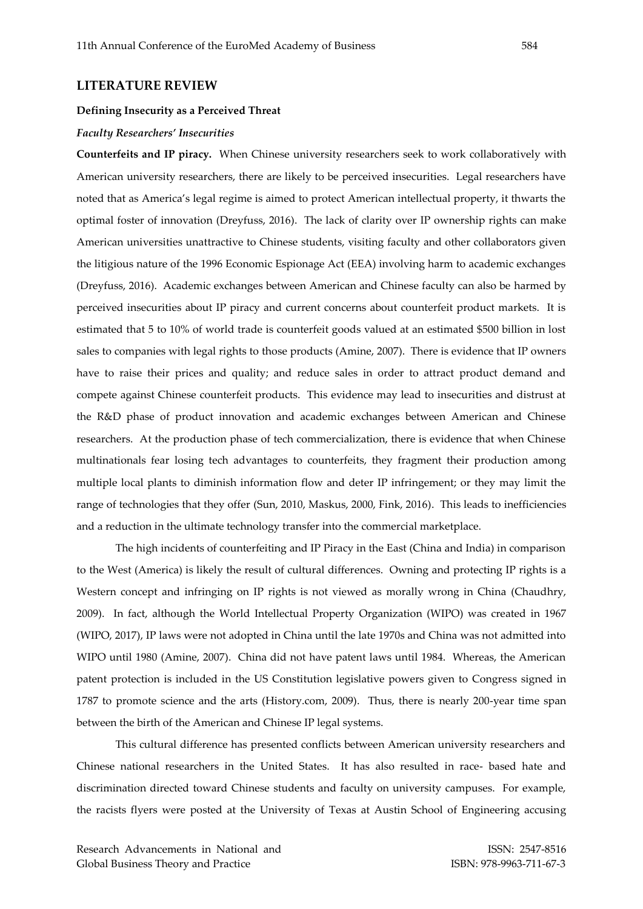## LITERATURE REVIEW

### Defining Insecurity as a Perceived Threat

#### *Faculty Researchers' Insecurities*

**Counterfeits and IP piracy.** When Chinese university researchers seek to work collaboratively with American university researchers, there are likely to be perceived insecurities. Legal researchers have noted that as America's legal regime is aimed to protect American intellectual property, it thwarts the optimal foster of innovation (Dreyfuss, 2016). The lack of clarity over IP ownership rights can make American universities unattractive to Chinese students, visiting faculty and other collaborators given the litigious nature of the 1996 Economic Espionage Act (EEA) involving harm to academic exchanges (Dreyfuss, 2016). Academic exchanges between American and Chinese faculty can also be harmed by perceived insecurities about IP piracy and current concerns about counterfeit product markets. It is estimated that 5 to 10% of world trade is counterfeit goods valued at an estimated $500 billion in lost sales to companies with legal rights to those products (Amine, 2007). There is evidence that IP owners have to raise their prices and quality; and reduce sales in order to attract product demand and compete against Chinese counterfeit products. This evidence may lead to insecurities and distrust at the R&D phase of product innovation and academic exchanges between American and Chinese researchers. At the production phase of tech commercialization, there is evidence that when Chinese multinationals fear losing tech advantages to counterfeits, they fragment their production among multiple local plants to diminish information flow and deter IP infringement; or they may limit the range of technologies that they offer (Sun, 2010, Maskus, 2000, Fink, 2016). This leads to inefficiencies and a reduction in the ultimate technology transfer into the commercial marketplace.

The high incidents of counterfeiting and IP Piracy in the East (China and India) in comparison to the West (America) is likely the result of cultural differences. Owning and protecting IP rights is a Western concept and infringing on IP rights is not viewed as morally wrong in China (Chaudhry, 2009). In fact, although the World Intellectual Property Organization (WIPO) was created in 1967 (WIPO, 2017), IP laws were not adopted in China until the late 1970s and China was not admitted into WIPO until 1980 (Amine, 2007). China did not have patent laws until 1984. Whereas, the American patent protection is included in the US Constitution legislative powers given to Congress signed in 1787 to promote science and the arts (History.com, 2009). Thus, there is nearly 200-year time span between the birth of the American and Chinese IP legal systems.

This cultural difference has presented conflicts between American university researchers and Chinese national researchers in the United States. It has also resulted in race- based hate and discrimination directed toward Chinese students and faculty on university campuses. For example, the racists flyers were posted at the University of Texas at Austin School of Engineering accusing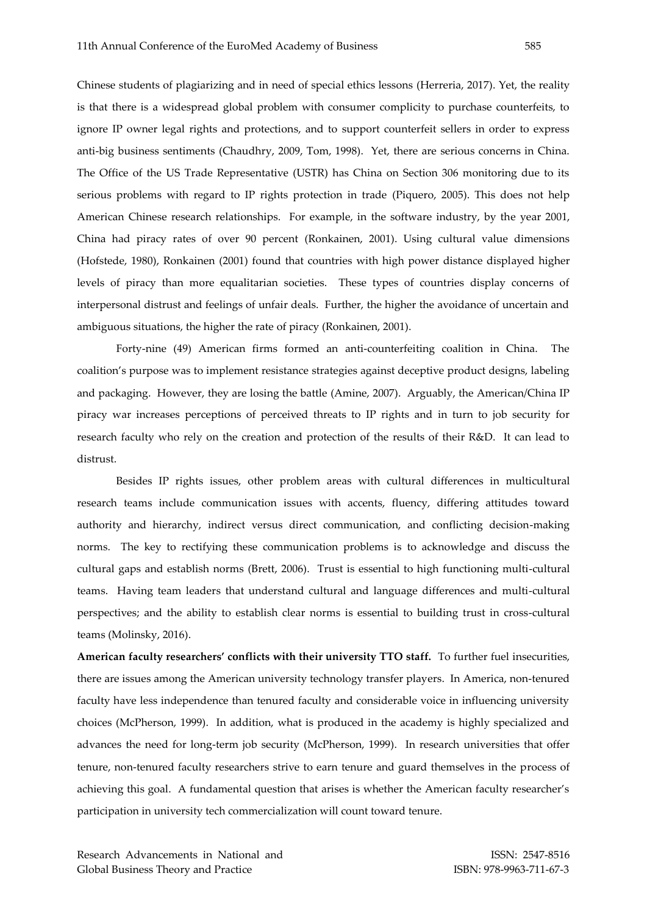Chinese students of plagiarizing and in need of special ethics lessons (Herreria, 2017). Yet, the reality is that there is a widespread global problem with consumer complicity to purchase counterfeits, to ignore IP owner legal rights and protections, and to support counterfeit sellers in order to express anti-big business sentiments (Chaudhry, 2009, Tom, 1998). Yet, there are serious concerns in China. The Office of the US Trade Representative (USTR) has China on Section 306 monitoring due to its serious problems with regard to IP rights protection in trade (Piquero, 2005). This does not help American Chinese research relationships. For example, in the software industry, by the year 2001, China had piracy rates of over 90 percent (Ronkainen, 2001). Using cultural value dimensions (Hofstede, 1980), Ronkainen (2001) found that countries with high power distance displayed higher levels of piracy than more equalitarian societies. These types of countries display concerns of interpersonal distrust and feelings of unfair deals. Further, the higher the avoidance of uncertain and ambiguous situations, the higher the rate of piracy (Ronkainen, 2001).

Forty-nine (49) American firms formed an anti-counterfeiting coalition in China. The coalition's purpose was to implement resistance strategies against deceptive product designs, labeling and packaging. However, they are losing the battle (Amine, 2007). Arguably, the American/China IP piracy war increases perceptions of perceived threats to IP rights and in turn to job security for research faculty who rely on the creation and protection of the results of their R&D. It can lead to distrust.

Besides IP rights issues, other problem areas with cultural differences in multicultural research teams include communication issues with accents, fluency, differing attitudes toward authority and hierarchy, indirect versus direct communication, and conflicting decision-making norms. The key to rectifying these communication problems is to acknowledge and discuss the cultural gaps and establish norms (Brett, 2006). Trust is essential to high functioning multi-cultural teams. Having team leaders that understand cultural and language differences and multi-cultural perspectives; and the ability to establish clear norms is essential to building trust in cross-cultural teams (Molinsky, 2016).

**American faculty researchers' conflicts with their university TTO staff.** To further fuel insecurities, there are issues among the American university technology transfer players. In America, non-tenured faculty have less independence than tenured faculty and considerable voice in influencing university choices (McPherson, 1999). In addition, what is produced in the academy is highly specialized and advances the need for long-term job security (McPherson, 1999). In research universities that offer tenure, non-tenured faculty researchers strive to earn tenure and guard themselves in the process of achieving this goal. A fundamental question that arises is whether the American faculty researcher's participation in university tech commercialization will count toward tenure.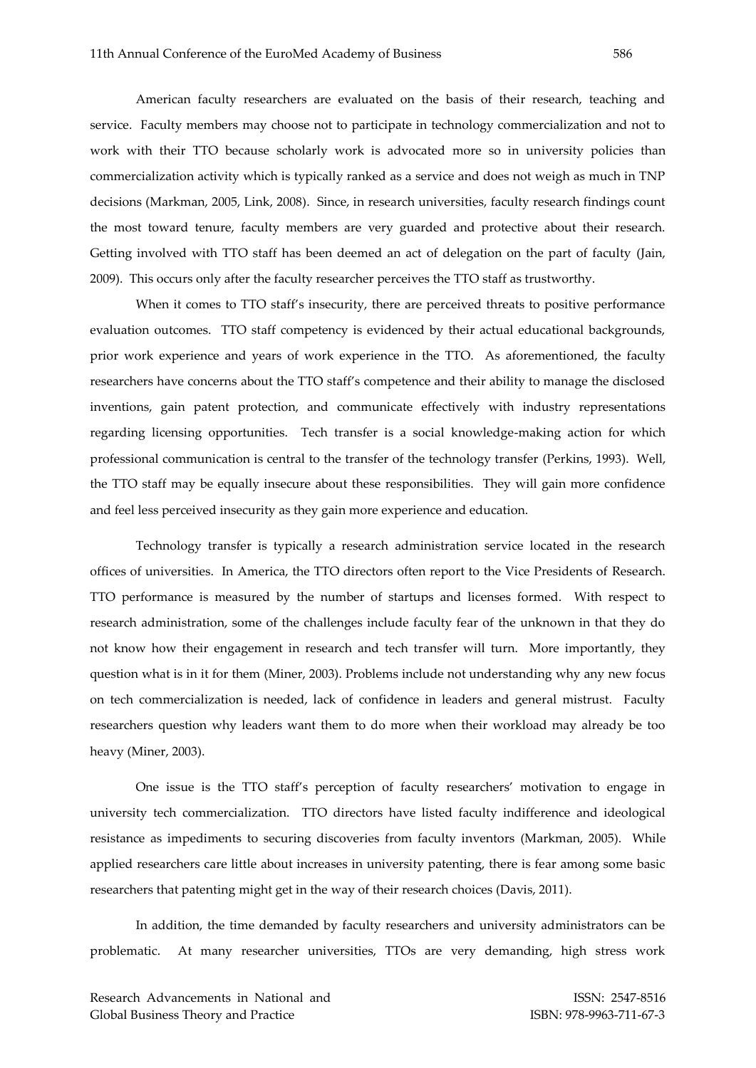American faculty researchers are evaluated on the basis of their research, teaching and service. Faculty members may choose not to participate in technology commercialization and not to work with their TTO because scholarly work is advocated more so in university policies than commercialization activity which is typically ranked as a service and does not weigh as much in TNP decisions (Markman, 2005, Link, 2008). Since, in research universities, faculty research findings count the most toward tenure, faculty members are very guarded and protective about their research. Getting involved with TTO staff has been deemed an act of delegation on the part of faculty (Jain, 2009). This occurs only after the faculty researcher perceives the TTO staff as trustworthy.

When it comes to TTO staff's insecurity, there are perceived threats to positive performance evaluation outcomes. TTO staff competency is evidenced by their actual educational backgrounds, prior work experience and years of work experience in the TTO. As aforementioned, the faculty researchers have concerns about the TTO staff's competence and their ability to manage the disclosed inventions, gain patent protection, and communicate effectively with industry representations regarding licensing opportunities. Tech transfer is a social knowledge-making action for which professional communication is central to the transfer of the technology transfer (Perkins, 1993). Well, the TTO staff may be equally insecure about these responsibilities. They will gain more confidence and feel less perceived insecurity as they gain more experience and education.

Technology transfer is typically a research administration service located in the research offices of universities. In America, the TTO directors often report to the Vice Presidents of Research. TTO performance is measured by the number of startups and licenses formed. With respect to research administration, some of the challenges include faculty fear of the unknown in that they do not know how their engagement in research and tech transfer will turn. More importantly, they question what is in it for them (Miner, 2003). Problems include not understanding why any new focus on tech commercialization is needed, lack of confidence in leaders and general mistrust. Faculty researchers question why leaders want them to do more when their workload may already be too heavy (Miner, 2003).

One issue is the TTO staff's perception of faculty researchers' motivation to engage in university tech commercialization. TTO directors have listed faculty indifference and ideological resistance as impediments to securing discoveries from faculty inventors (Markman, 2005). While applied researchers care little about increases in university patenting, there is fear among some basic researchers that patenting might get in the way of their research choices (Davis, 2011).

In addition, the time demanded by faculty researchers and university administrators can be problematic. At many researcher universities, TTOs are very demanding, high stress work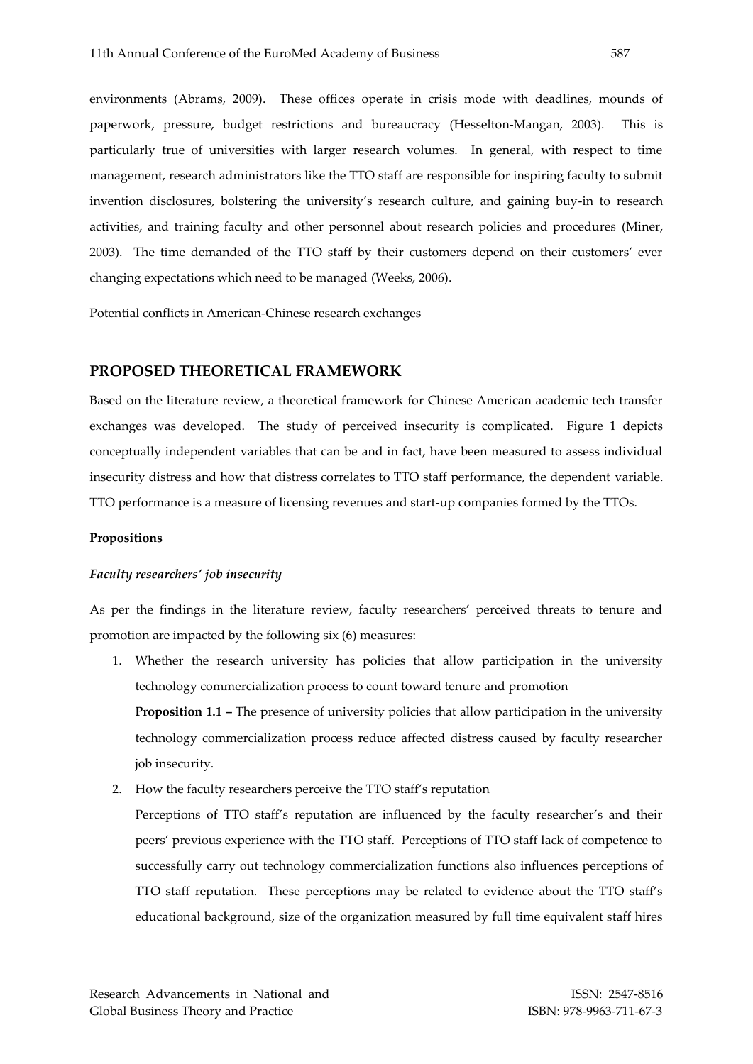environments (Abrams, 2009). These offices operate in crisis mode with deadlines, mounds of paperwork, pressure, budget restrictions and bureaucracy (Hesselton-Mangan, 2003). This is particularly true of universities with larger research volumes. In general, with respect to time management, research administrators like the TTO staff are responsible for inspiring faculty to submit invention disclosures, bolstering the university's research culture, and gaining buy-in to research activities, and training faculty and other personnel about research policies and procedures (Miner, 2003). The time demanded of the TTO staff by their customers depend on their customers' ever changing expectations which need to be managed (Weeks, 2006).

Potential conflicts in American-Chinese research exchanges

## PROPOSED THEORETICAL FRAMEWORK

Based on the literature review, a theoretical framework for Chinese American academic tech transfer exchanges was developed. The study of perceived insecurity is complicated. Figure 1 depicts conceptually independent variables that can be and in fact, have been measured to assess individual insecurity distress and how that distress correlates to TTO staff performance, the dependent variable. TTO performance is a measure of licensing revenues and start-up companies formed by the TTOs.

**Propositions**

***Faculty researchers' job insecurity***

As per the findings in the literature review, faculty researchers' perceived threats to tenure and promotion are impacted by the following six (6) measures:

1. Whether the research university has policies that allow participation in the university technology commercialization process to count toward tenure and promotion

   **Proposition 1.1 –** The presence of university policies that allow participation in the university technology commercialization process reduce affected distress caused by faculty researcher job insecurity.

2. How the faculty researchers perceive the TTO staff's reputation

   Perceptions of TTO staff's reputation are influenced by the faculty researcher's and their peers' previous experience with the TTO staff. Perceptions of TTO staff lack of competence to successfully carry out technology commercialization functions also influences perceptions of TTO staff reputation. These perceptions may be related to evidence about the TTO staff's educational background, size of the organization measured by full time equivalent staff hires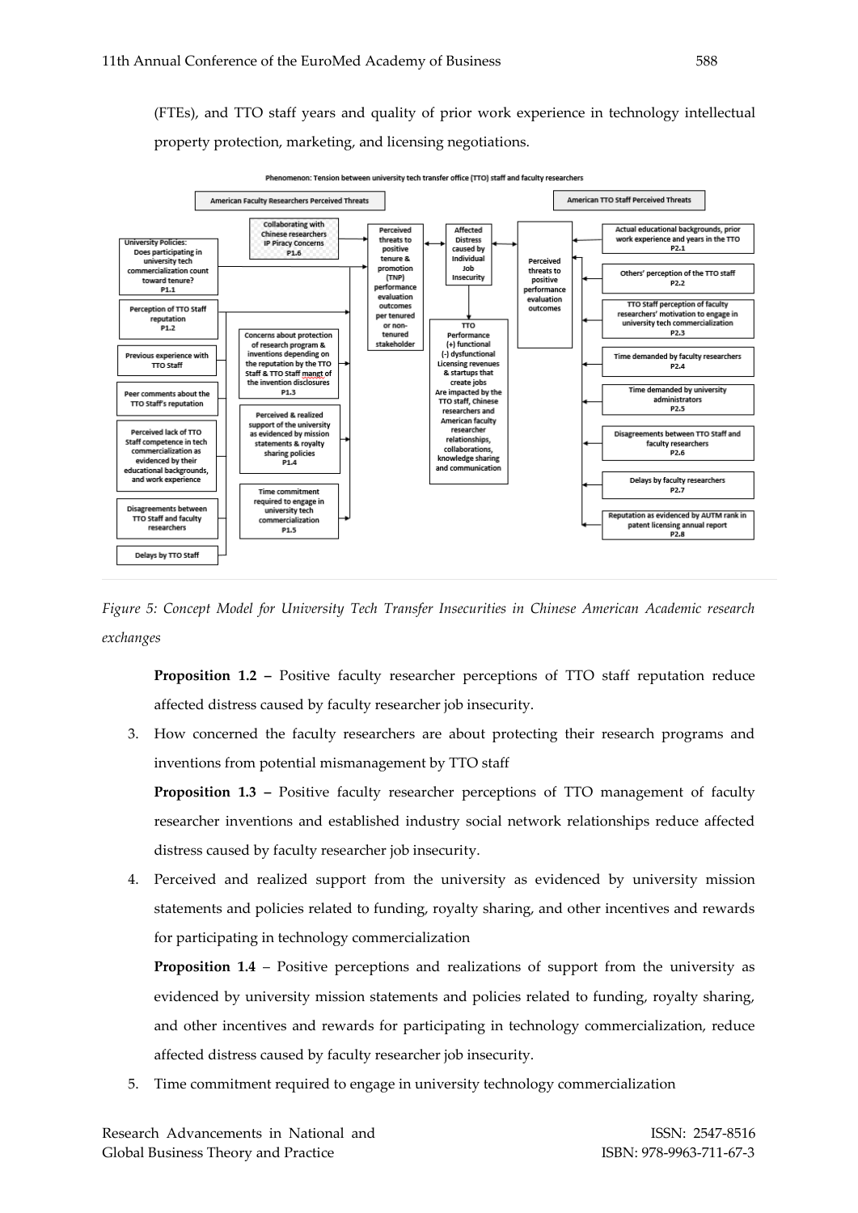(FTEs), and TTO staff years and quality of prior work experience in technology intellectual property protection, marketing, and licensing negotiations.

**Phenomenon: Tension between university tech transfer office (TTO) staff and faculty researchers**

**American Faculty Researchers Perceived Threats**

- University Policies: Does participating in university tech commercialization count toward tenure? P1.1
- Perception of TTO Staff reputation P1.2
  - Previous experience with TTO Staff
  - Peer comments about the TTO Staff's reputation
  - Perceived lack of TTO Staff competence in tech commercialization as evidenced by their educational backgrounds, and work experience
  - Disagreements between TTO Staff and faculty researchers
  - Delays by TTO Staff
- Collaborating with Chinese researchers IP Piracy Concerns P1.6
- Concerns about protection of research program & inventions depending on the reputation by the TTO Staff & TTO Staff mangt of the invention disclosures P1.3
- Perceived & realized support of the university as evidenced by mission statements & royalty sharing policies P1.4
- Time commitment required to engage in university tech commercialization P1.5

Perceived threats to positive tenure & promotion (TNP) performance evaluation outcomes per tenured or non-tenured stakeholder

Affected Distress caused by Individual Job Insecurity

TTO Performance (+) functional (-) dysfunctional Licensing revenues & startups that create jobs Are impacted by the TTO staff, Chinese researchers and American faculty researcher relationships, collaborations, knowledge sharing and communication

Perceived threats to positive performance evaluation outcomes

**American TTO Staff Perceived Threats**

- Actual educational backgrounds, prior work experience and years in the TTO P2.1
- Others' perception of the TTO staff P2.2
- TTO Staff perception of faculty researchers' motivation to engage in university tech commercialization P2.3
- Time demanded by faculty researchers P2.4
- Time demanded by university administrators P2.5
- Disagreements between TTO Staff and faculty researchers P2.6
- Delays by faculty researchers P2.7
- Reputation as evidenced by AUTM rank in patent licensing annual report P2.8

*Figure 5: Concept Model for University Tech Transfer Insecurities in Chinese American Academic research exchanges*

**Proposition 1.2 –** Positive faculty researcher perceptions of TTO staff reputation reduce affected distress caused by faculty researcher job insecurity.

3. How concerned the faculty researchers are about protecting their research programs and inventions from potential mismanagement by TTO staff

   **Proposition 1.3 –** Positive faculty researcher perceptions of TTO management of faculty researcher inventions and established industry social network relationships reduce affected distress caused by faculty researcher job insecurity.

4. Perceived and realized support from the university as evidenced by university mission statements and policies related to funding, royalty sharing, and other incentives and rewards for participating in technology commercialization

   **Proposition 1.4** – Positive perceptions and realizations of support from the university as evidenced by university mission statements and policies related to funding, royalty sharing, and other incentives and rewards for participating in technology commercialization, reduce affected distress caused by faculty researcher job insecurity.

5. Time commitment required to engage in university technology commercialization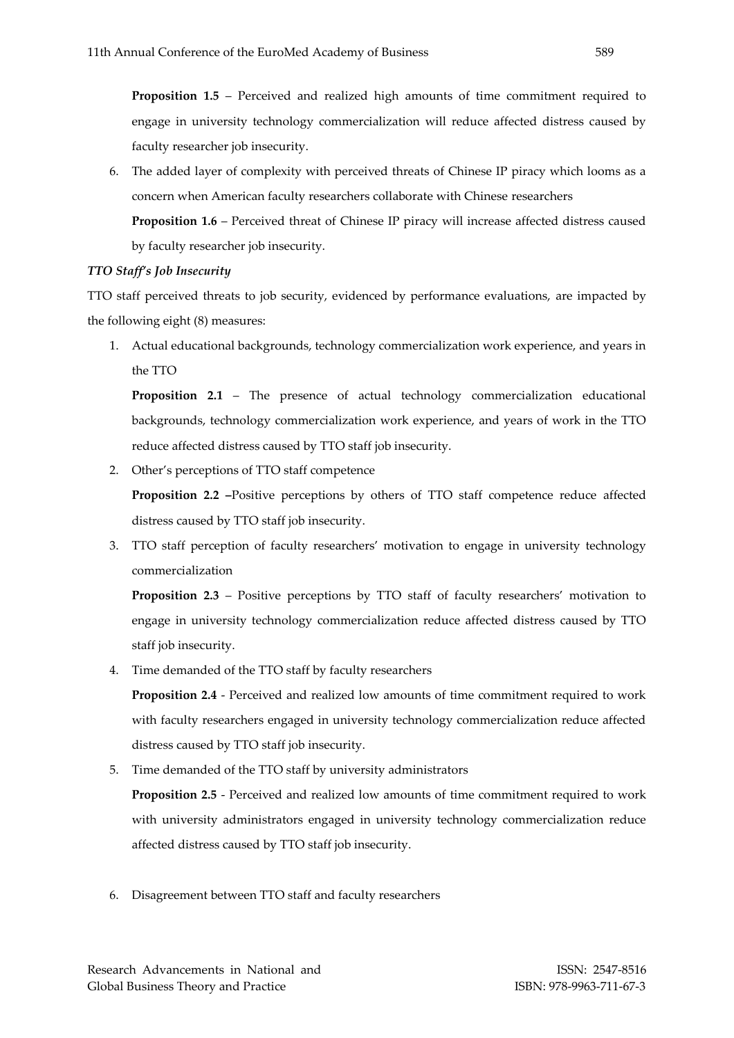**Proposition 1.5** – Perceived and realized high amounts of time commitment required to engage in university technology commercialization will reduce affected distress caused by faculty researcher job insecurity.

6. The added layer of complexity with perceived threats of Chinese IP piracy which looms as a concern when American faculty researchers collaborate with Chinese researchers

   **Proposition 1.6** – Perceived threat of Chinese IP piracy will increase affected distress caused by faculty researcher job insecurity.

***TTO Staff's Job Insecurity***

TTO staff perceived threats to job security, evidenced by performance evaluations, are impacted by the following eight (8) measures:

1. Actual educational backgrounds, technology commercialization work experience, and years in the TTO

   **Proposition 2.1** – The presence of actual technology commercialization educational backgrounds, technology commercialization work experience, and years of work in the TTO reduce affected distress caused by TTO staff job insecurity.

2. Other's perceptions of TTO staff competence

   **Proposition 2.2 –**Positive perceptions by others of TTO staff competence reduce affected distress caused by TTO staff job insecurity.

3. TTO staff perception of faculty researchers' motivation to engage in university technology commercialization

   **Proposition 2.3** – Positive perceptions by TTO staff of faculty researchers' motivation to engage in university technology commercialization reduce affected distress caused by TTO staff job insecurity.

4. Time demanded of the TTO staff by faculty researchers

   **Proposition 2.4** - Perceived and realized low amounts of time commitment required to work with faculty researchers engaged in university technology commercialization reduce affected distress caused by TTO staff job insecurity.

5. Time demanded of the TTO staff by university administrators

   **Proposition 2.5** - Perceived and realized low amounts of time commitment required to work with university administrators engaged in university technology commercialization reduce affected distress caused by TTO staff job insecurity.

6. Disagreement between TTO staff and faculty researchers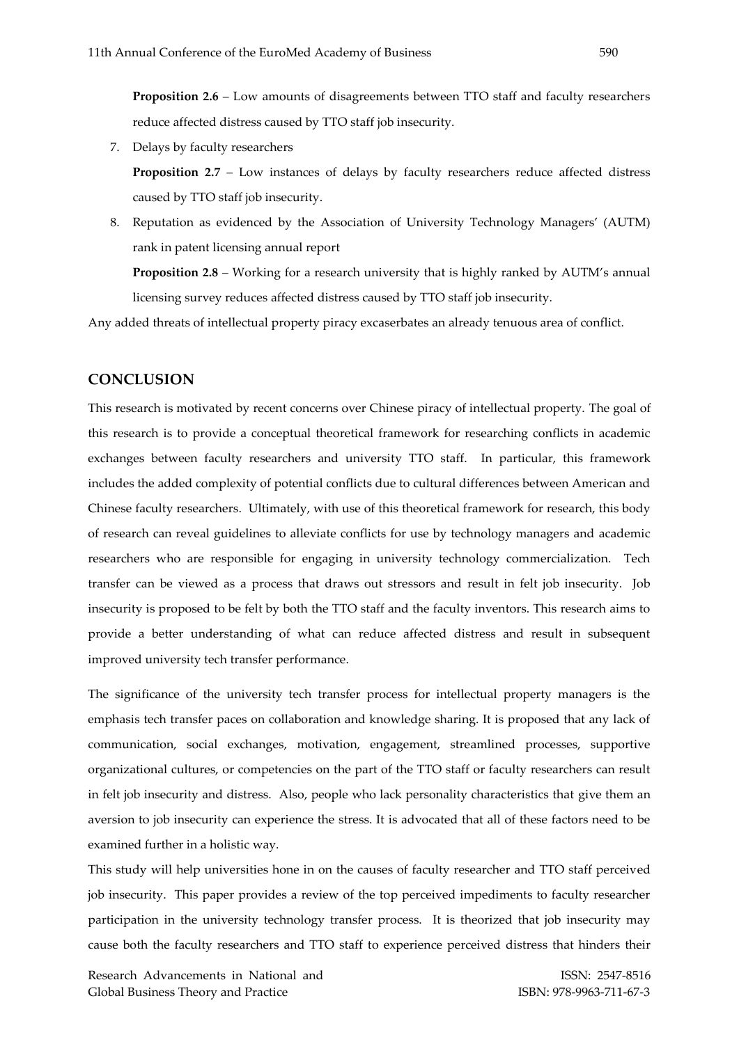**Proposition 2.6** – Low amounts of disagreements between TTO staff and faculty researchers reduce affected distress caused by TTO staff job insecurity.

7. Delays by faculty researchers

   **Proposition 2.7** – Low instances of delays by faculty researchers reduce affected distress caused by TTO staff job insecurity.

8. Reputation as evidenced by the Association of University Technology Managers' (AUTM) rank in patent licensing annual report

   **Proposition 2.8** – Working for a research university that is highly ranked by AUTM's annual licensing survey reduces affected distress caused by TTO staff job insecurity.

Any added threats of intellectual property piracy excaserbates an already tenuous area of conflict.

## CONCLUSION

This research is motivated by recent concerns over Chinese piracy of intellectual property. The goal of this research is to provide a conceptual theoretical framework for researching conflicts in academic exchanges between faculty researchers and university TTO staff. In particular, this framework includes the added complexity of potential conflicts due to cultural differences between American and Chinese faculty researchers. Ultimately, with use of this theoretical framework for research, this body of research can reveal guidelines to alleviate conflicts for use by technology managers and academic researchers who are responsible for engaging in university technology commercialization. Tech transfer can be viewed as a process that draws out stressors and result in felt job insecurity. Job insecurity is proposed to be felt by both the TTO staff and the faculty inventors. This research aims to provide a better understanding of what can reduce affected distress and result in subsequent improved university tech transfer performance.

The significance of the university tech transfer process for intellectual property managers is the emphasis tech transfer paces on collaboration and knowledge sharing. It is proposed that any lack of communication, social exchanges, motivation, engagement, streamlined processes, supportive organizational cultures, or competencies on the part of the TTO staff or faculty researchers can result in felt job insecurity and distress. Also, people who lack personality characteristics that give them an aversion to job insecurity can experience the stress. It is advocated that all of these factors need to be examined further in a holistic way.

This study will help universities hone in on the causes of faculty researcher and TTO staff perceived job insecurity. This paper provides a review of the top perceived impediments to faculty researcher participation in the university technology transfer process. It is theorized that job insecurity may cause both the faculty researchers and TTO staff to experience perceived distress that hinders their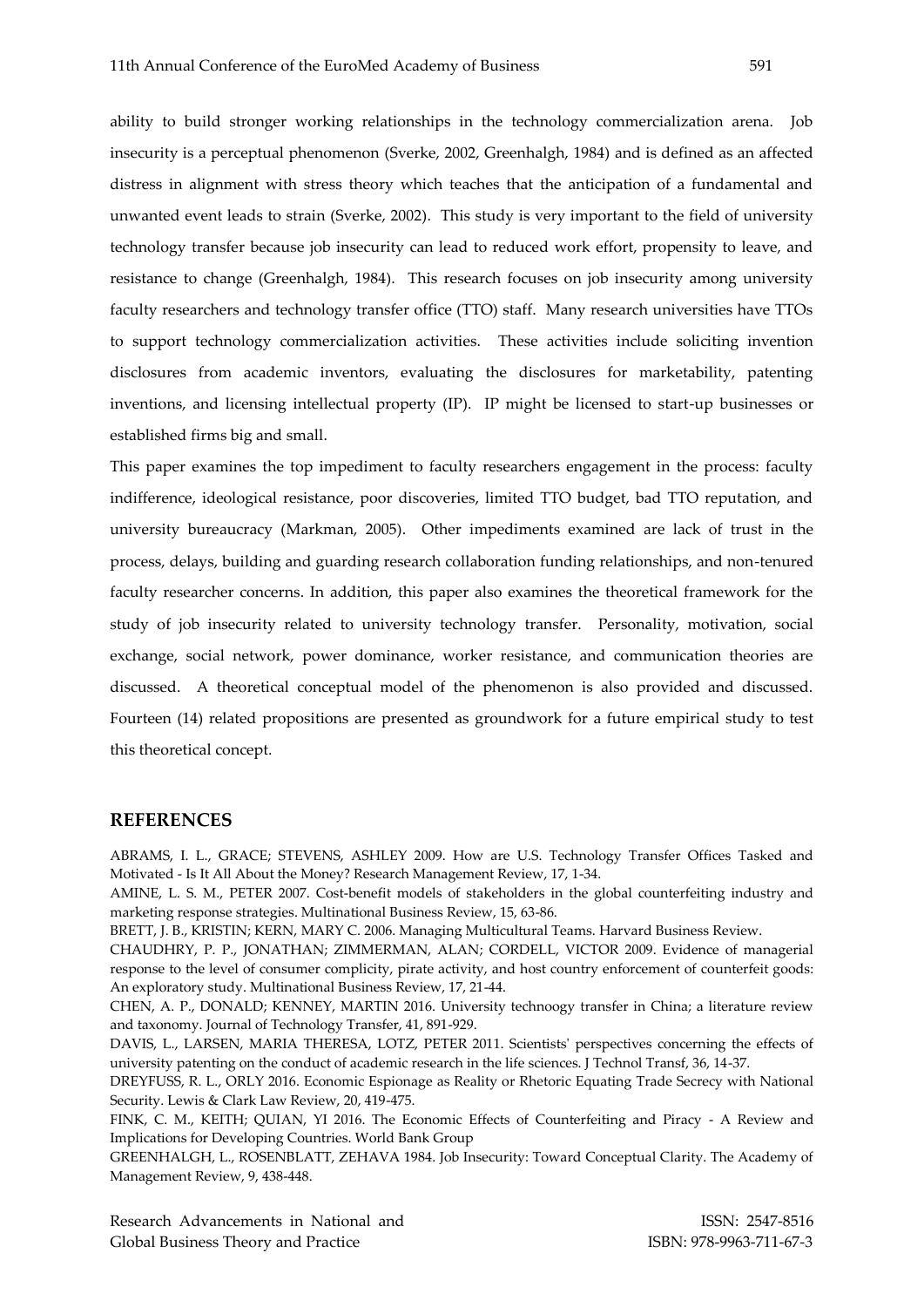ability to build stronger working relationships in the technology commercialization arena. Job insecurity is a perceptual phenomenon (Sverke, 2002, Greenhalgh, 1984) and is defined as an affected distress in alignment with stress theory which teaches that the anticipation of a fundamental and unwanted event leads to strain (Sverke, 2002). This study is very important to the field of university technology transfer because job insecurity can lead to reduced work effort, propensity to leave, and resistance to change (Greenhalgh, 1984). This research focuses on job insecurity among university faculty researchers and technology transfer office (TTO) staff. Many research universities have TTOs to support technology commercialization activities. These activities include soliciting invention disclosures from academic inventors, evaluating the disclosures for marketability, patenting inventions, and licensing intellectual property (IP). IP might be licensed to start-up businesses or established firms big and small.

This paper examines the top impediment to faculty researchers engagement in the process: faculty indifference, ideological resistance, poor discoveries, limited TTO budget, bad TTO reputation, and university bureaucracy (Markman, 2005). Other impediments examined are lack of trust in the process, delays, building and guarding research collaboration funding relationships, and non-tenured faculty researcher concerns. In addition, this paper also examines the theoretical framework for the study of job insecurity related to university technology transfer. Personality, motivation, social exchange, social network, power dominance, worker resistance, and communication theories are discussed. A theoretical conceptual model of the phenomenon is also provided and discussed. Fourteen (14) related propositions are presented as groundwork for a future empirical study to test this theoretical concept.

## REFERENCES

ABRAMS, I. L., GRACE; STEVENS, ASHLEY 2009. How are U.S. Technology Transfer Offices Tasked and Motivated - Is It All About the Money? Research Management Review, 17, 1-34.

AMINE, L. S. M., PETER 2007. Cost-benefit models of stakeholders in the global counterfeiting industry and marketing response strategies. Multinational Business Review, 15, 63-86.

BRETT, J. B., KRISTIN; KERN, MARY C. 2006. Managing Multicultural Teams. Harvard Business Review.

CHAUDHRY, P. P., JONATHAN; ZIMMERMAN, ALAN; CORDELL, VICTOR 2009. Evidence of managerial response to the level of consumer complicity, pirate activity, and host country enforcement of counterfeit goods: An exploratory study. Multinational Business Review, 17, 21-44.

CHEN, A. P., DONALD; KENNEY, MARTIN 2016. University technoogy transfer in China; a literature review and taxonomy. Journal of Technology Transfer, 41, 891-929.

DAVIS, L., LARSEN, MARIA THERESA, LOTZ, PETER 2011. Scientists' perspectives concerning the effects of university patenting on the conduct of academic research in the life sciences. J Technol Transf, 36, 14-37.

DREYFUSS, R. L., ORLY 2016. Economic Espionage as Reality or Rhetoric Equating Trade Secrecy with National Security. Lewis & Clark Law Review, 20, 419-475.

FINK, C. M., KEITH; QUIAN, YI 2016. The Economic Effects of Counterfeiting and Piracy - A Review and Implications for Developing Countries. World Bank Group

GREENHALGH, L., ROSENBLATT, ZEHAVA 1984. Job Insecurity: Toward Conceptual Clarity. The Academy of Management Review, 9, 438-448.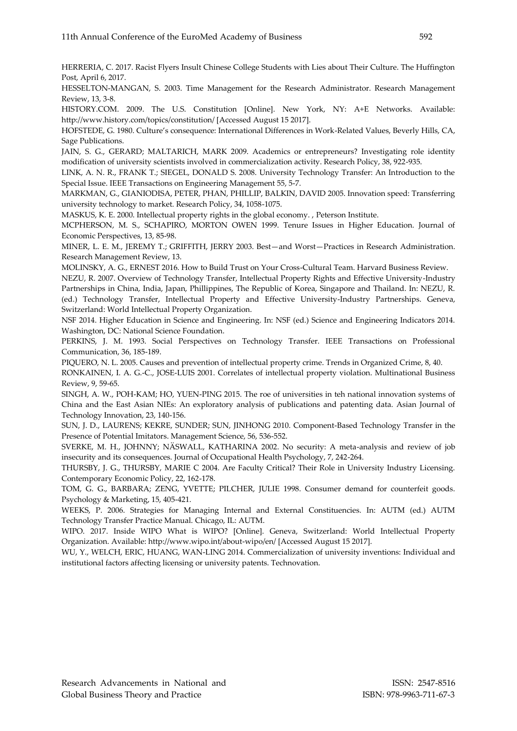HERRERIA, C. 2017. Racist Flyers Insult Chinese College Students with Lies about Their Culture. The Huffington Post, April 6, 2017.

HESSELTON-MANGAN, S. 2003. Time Management for the Research Administrator. Research Management Review, 13, 3-8.

HISTORY.COM. 2009. The U.S. Constitution [Online]. New York, NY: A+E Networks. Available: http://www.history.com/topics/constitution/ [Accessed August 15 2017].

HOFSTEDE, G. 1980. Culture's consequence: International Differences in Work-Related Values, Beverly Hills, CA, Sage Publications.

JAIN, S. G., GERARD; MALTARICH, MARK 2009. Academics or entrepreneurs? Investigating role identity modification of university scientists involved in commercialization activity. Research Policy, 38, 922-935.

LINK, A. N. R., FRANK T.; SIEGEL, DONALD S. 2008. University Technology Transfer: An Introduction to the Special Issue. IEEE Transactions on Engineering Management 55, 5-7.

MARKMAN, G., GIANIODISA, PETER, PHAN, PHILLIP, BALKIN, DAVID 2005. Innovation speed: Transferring university technology to market. Research Policy, 34, 1058-1075.

MASKUS, K. E. 2000. Intellectual property rights in the global economy. , Peterson Institute.

MCPHERSON, M. S., SCHAPIRO, MORTON OWEN 1999. Tenure Issues in Higher Education. Journal of Economic Perspectives, 13, 85-98.

MINER, L. E. M., JEREMY T.; GRIFFITH, JERRY 2003. Best—and Worst—Practices in Research Administration. Research Management Review, 13.

MOLINSKY, A. G., ERNEST 2016. How to Build Trust on Your Cross-Cultural Team. Harvard Business Review.

NEZU, R. 2007. Overview of Technology Transfer, Intellectual Property Rights and Effective University-Industry Partnerships in China, India, Japan, Phillippines, The Republic of Korea, Singapore and Thailand. In: NEZU, R. (ed.) Technology Transfer, Intellectual Property and Effective University-Industry Partnerships. Geneva, Switzerland: World Intellectual Property Organization.

NSF 2014. Higher Education in Science and Engineering. In: NSF (ed.) Science and Engineering Indicators 2014. Washington, DC: National Science Foundation.

PERKINS, J. M. 1993. Social Perspectives on Technology Transfer. IEEE Transactions on Professional Communication, 36, 185-189.

PIQUERO, N. L. 2005. Causes and prevention of intellectual property crime. Trends in Organized Crime, 8, 40.

RONKAINEN, I. A. G.-C., JOSE-LUIS 2001. Correlates of intellectual property violation. Multinational Business Review, 9, 59-65.

SINGH, A. W., POH-KAM; HO, YUEN-PING 2015. The roe of universities in teh national innovation systems of China and the East Asian NIEs: An exploratory analysis of publications and patenting data. Asian Journal of Technology Innovation, 23, 140-156.

SUN, J. D., LAURENS; KEKRE, SUNDER; SUN, JINHONG 2010. Component-Based Technology Transfer in the Presence of Potential Imitators. Management Science, 56, 536-552.

SVERKE, M. H., JOHNNY; NÄSWALL, KATHARINA 2002. No security: A meta-analysis and review of job insecurity and its consequences. Journal of Occupational Health Psychology, 7, 242-264.

THURSBY, J. G., THURSBY, MARIE C 2004. Are Faculty Critical? Their Role in University Industry Licensing. Contemporary Economic Policy, 22, 162-178.

TOM, G. G., BARBARA; ZENG, YVETTE; PILCHER, JULIE 1998. Consumer demand for counterfeit goods. Psychology & Marketing, 15, 405-421.

WEEKS, P. 2006. Strategies for Managing Internal and External Constituencies. In: AUTM (ed.) AUTM Technology Transfer Practice Manual. Chicago, IL: AUTM.

WIPO. 2017. Inside WIPO What is WIPO? [Online]. Geneva, Switzerland: World Intellectual Property Organization. Available: http://www.wipo.int/about-wipo/en/ [Accessed August 15 2017].

WU, Y., WELCH, ERIC, HUANG, WAN-LING 2014. Commercialization of university inventions: Individual and institutional factors affecting licensing or university patents. Technovation.